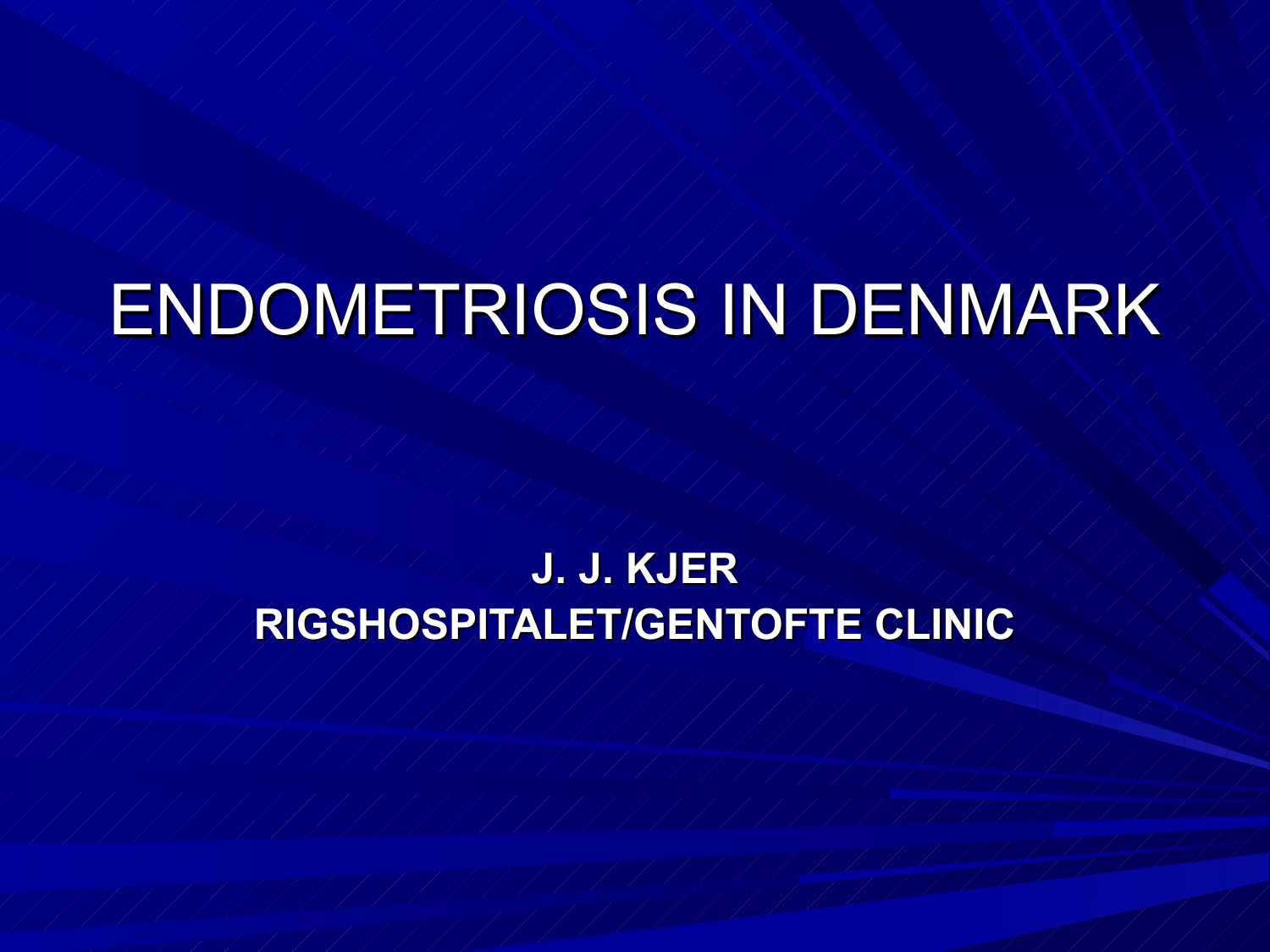# ENDOMETRIOSIS IN DENMARK

**J. J. KJER**

**RIGSHOSPITALET/GENTOFTE CLINIC**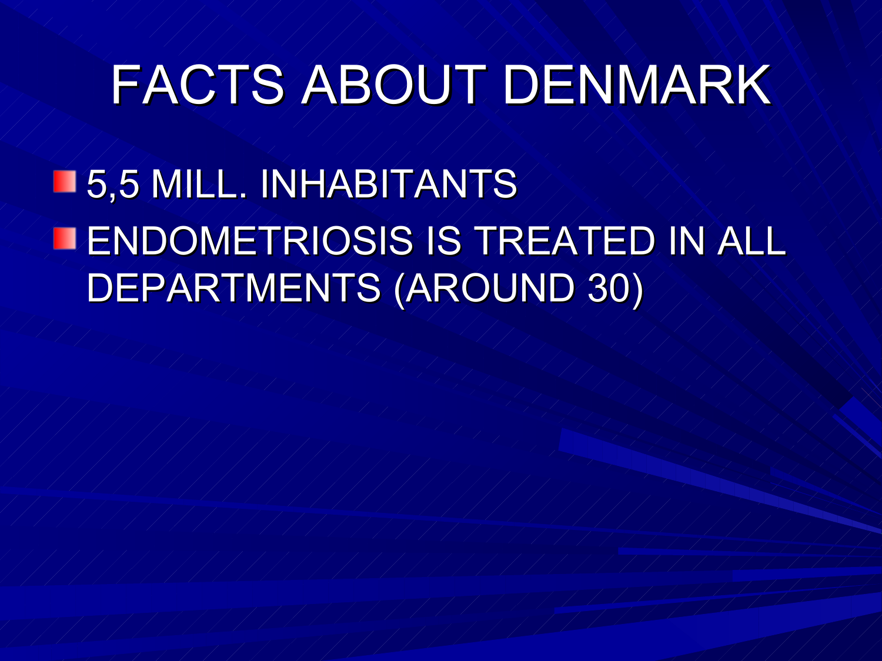# FACTS ABOUT DENMARK

- 5,5 MILL. INHABITANTS
- ENDOMETRIOSIS IS TREATED IN ALL DEPARTMENTS (AROUND 30)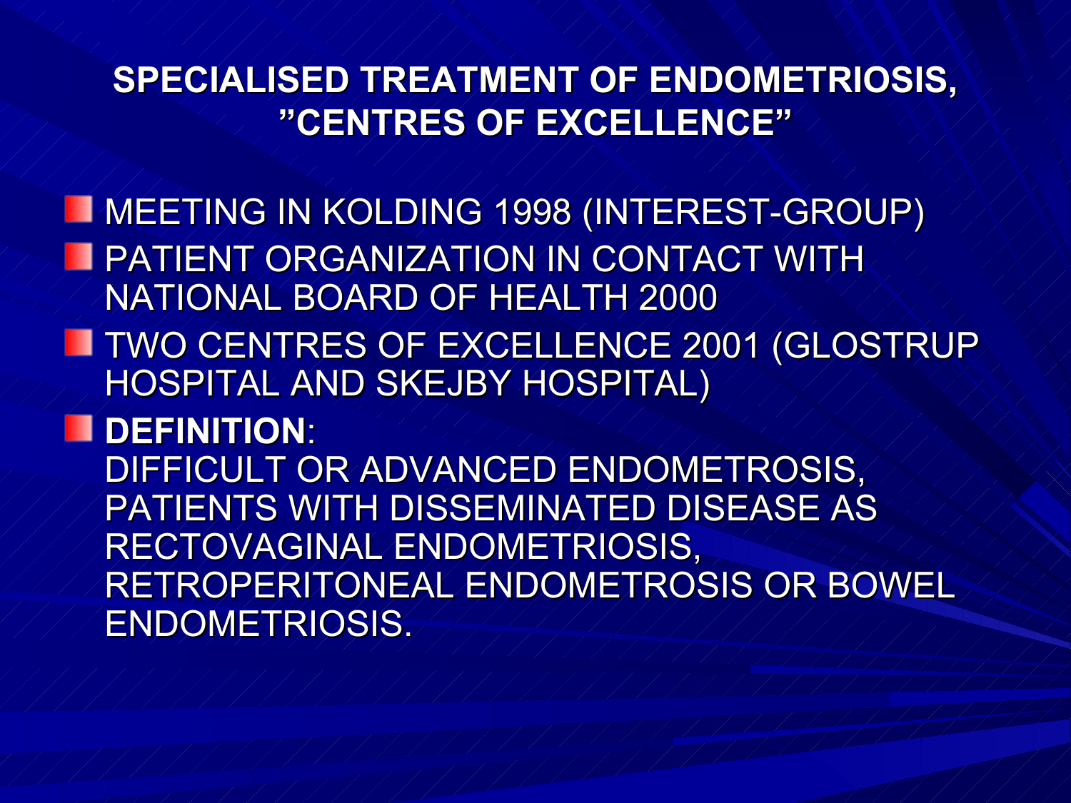# SPECIALISED TREATMENT OF ENDOMETRIOSIS, ”CENTRES OF EXCELLENCE”

- MEETING IN KOLDING 1998 (INTEREST-GROUP)
- PATIENT ORGANIZATION IN CONTACT WITH NATIONAL BOARD OF HEALTH 2000
- TWO CENTRES OF EXCELLENCE 2001 (GLOSTRUP HOSPITAL AND SKEJBY HOSPITAL)
- **DEFINITION**:
  DIFFICULT OR ADVANCED ENDOMETROSIS, PATIENTS WITH DISSEMINATED DISEASE AS RECTOVAGINAL ENDOMETRIOSIS, RETROPERITONEAL ENDOMETROSIS OR BOWEL ENDOMETRIOSIS.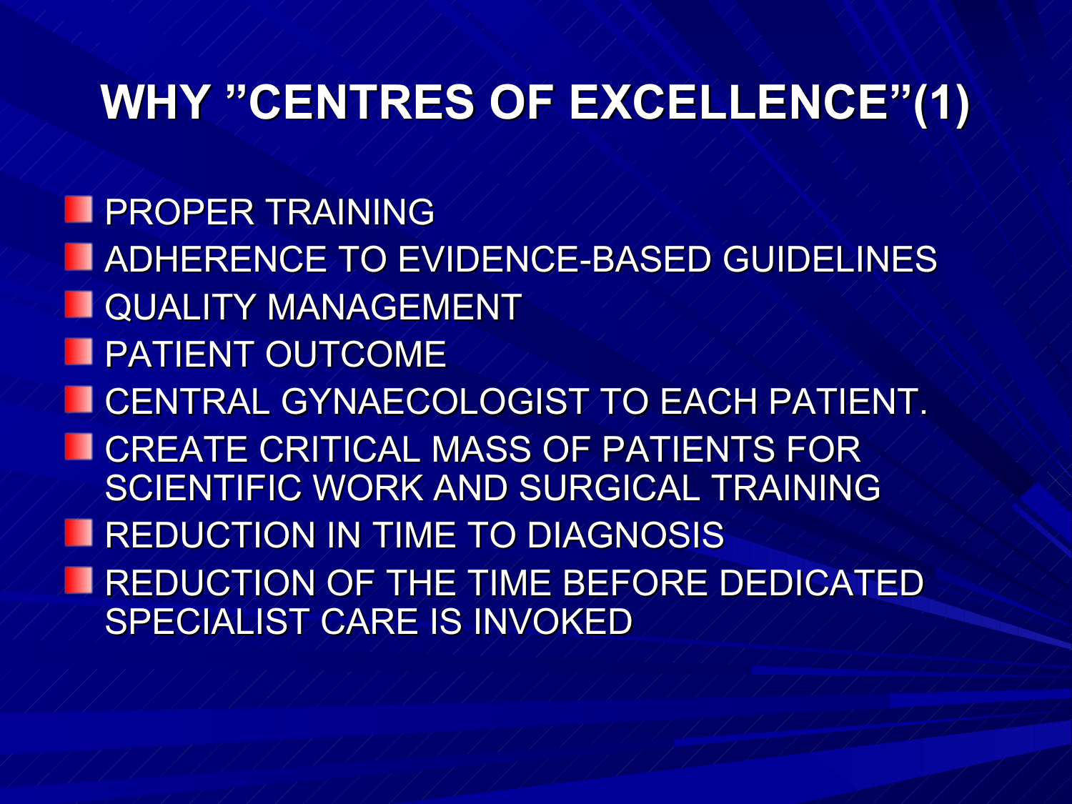# WHY ”CENTRES OF EXCELLENCE”(1)

- PROPER TRAINING
- ADHERENCE TO EVIDENCE-BASED GUIDELINES
- QUALITY MANAGEMENT
- PATIENT OUTCOME
- CENTRAL GYNAECOLOGIST TO EACH PATIENT.
- CREATE CRITICAL MASS OF PATIENTS FOR SCIENTIFIC WORK AND SURGICAL TRAINING
- REDUCTION IN TIME TO DIAGNOSIS
- REDUCTION OF THE TIME BEFORE DEDICATED SPECIALIST CARE IS INVOKED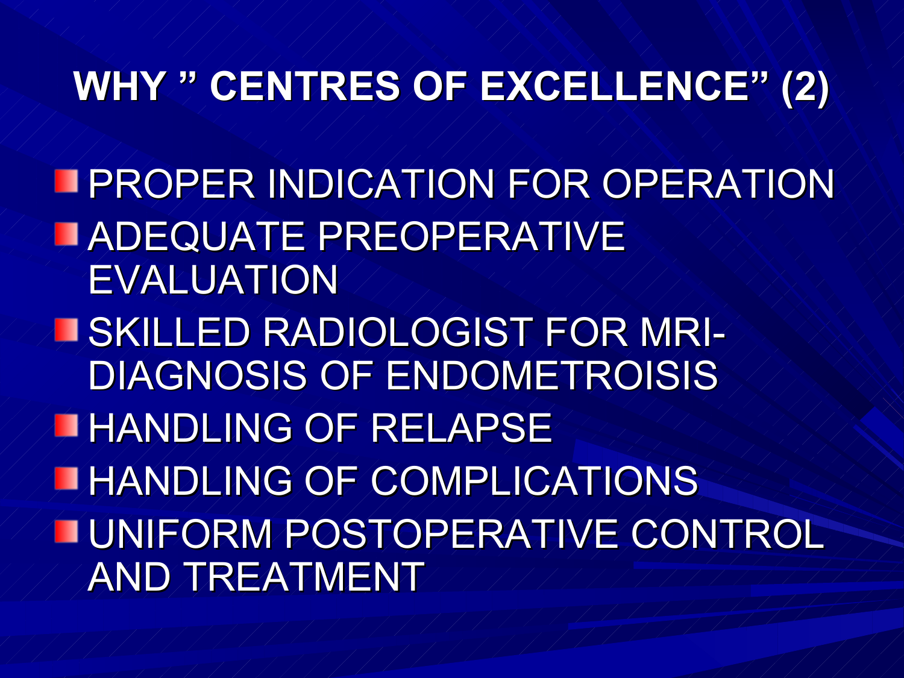# WHY " CENTRES OF EXCELLENCE" (2)

- PROPER INDICATION FOR OPERATION
- ADEQUATE PREOPERATIVE EVALUATION
- SKILLED RADIOLOGIST FOR MRI-DIAGNOSIS OF ENDOMETROISIS
- HANDLING OF RELAPSE
- HANDLING OF COMPLICATIONS
- UNIFORM POSTOPERATIVE CONTROL AND TREATMENT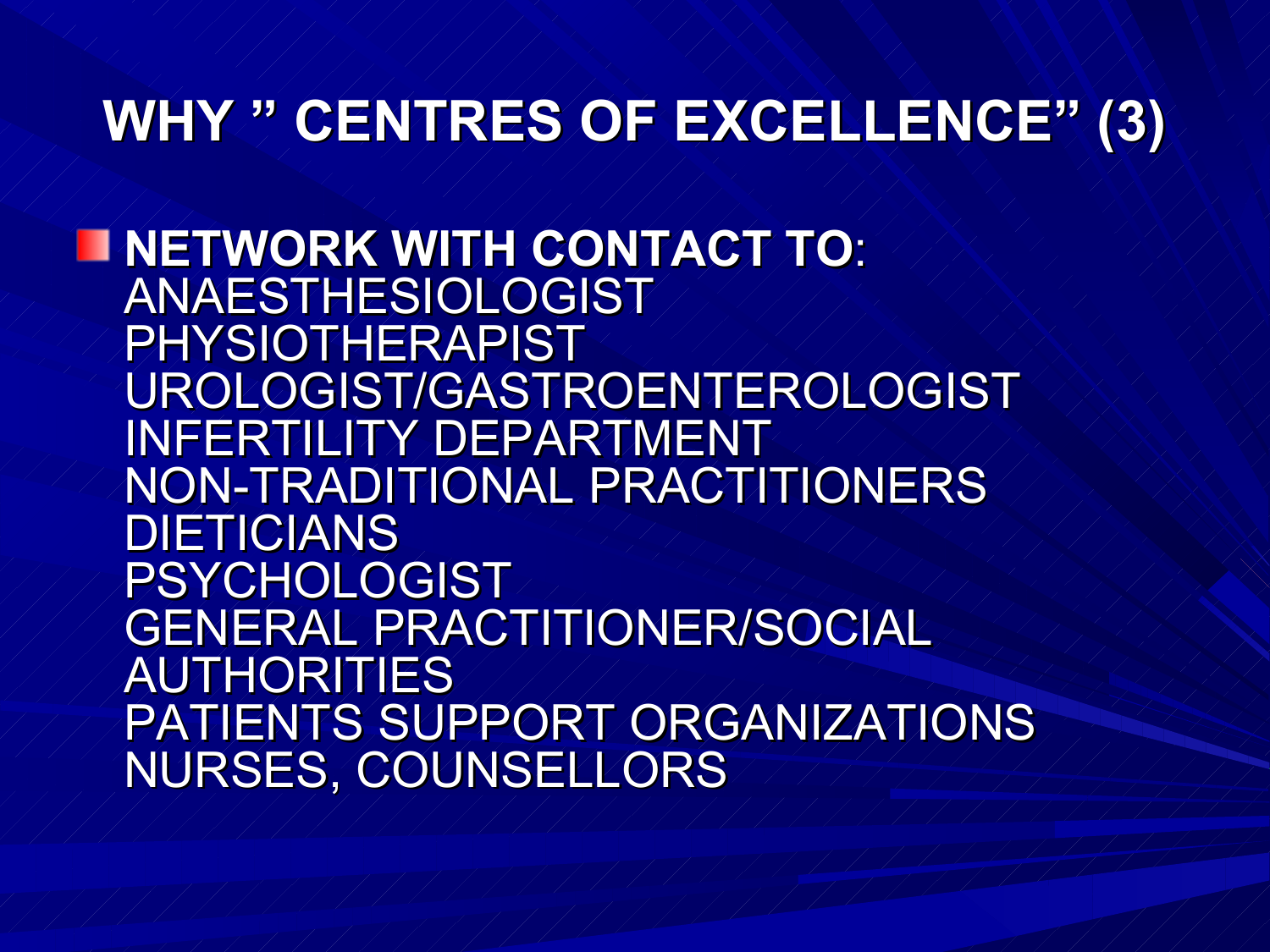# WHY " CENTRES OF EXCELLENCE" (3)

- **NETWORK WITH CONTACT TO**:
  ANAESTHESIOLOGIST
  PHYSIOTHERAPIST
  UROLOGIST/GASTROENTEROLOGIST
  INFERTILITY DEPARTMENT
  NON-TRADITIONAL PRACTITIONERS
  DIETICIANS
  PSYCHOLOGIST
  GENERAL PRACTITIONER/SOCIAL AUTHORITIES
  PATIENTS SUPPORT ORGANIZATIONS
  NURSES, COUNSELLORS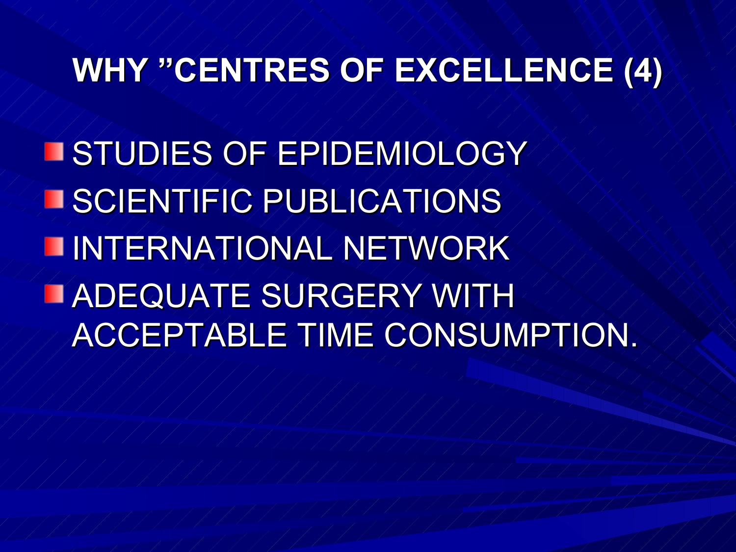# WHY ”CENTRES OF EXCELLENCE (4)

- STUDIES OF EPIDEMIOLOGY
- SCIENTIFIC PUBLICATIONS
- INTERNATIONAL NETWORK
- ADEQUATE SURGERY WITH ACCEPTABLE TIME CONSUMPTION.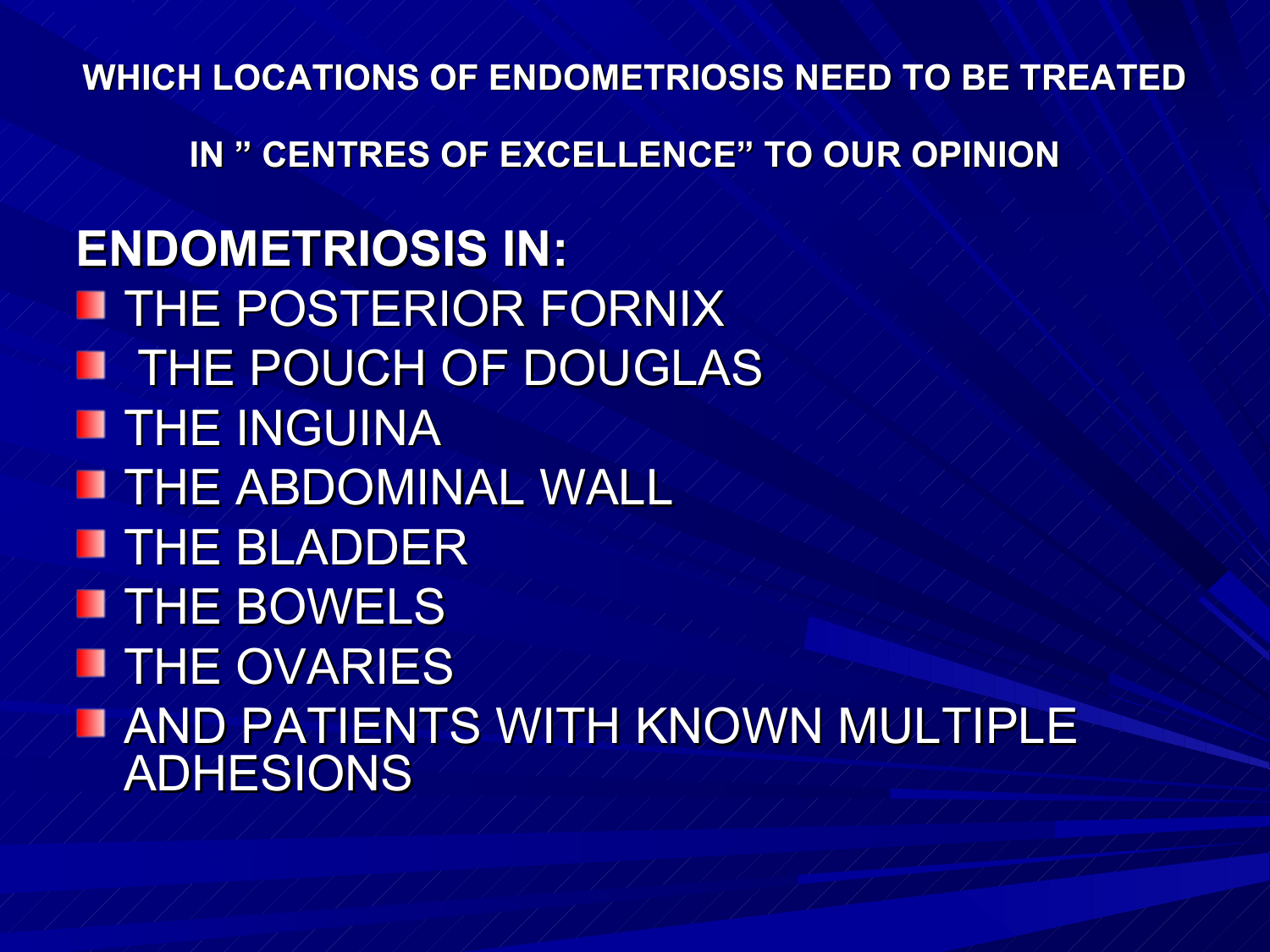## WHICH LOCATIONS OF ENDOMETRIOSIS NEED TO BE TREATED IN " CENTRES OF EXCELLENCE" TO OUR OPINION

**ENDOMETRIOSIS IN:**

- THE POSTERIOR FORNIX
- THE POUCH OF DOUGLAS
- THE INGUINA
- THE ABDOMINAL WALL
- THE BLADDER
- THE BOWELS
- THE OVARIES
- AND PATIENTS WITH KNOWN MULTIPLE ADHESIONS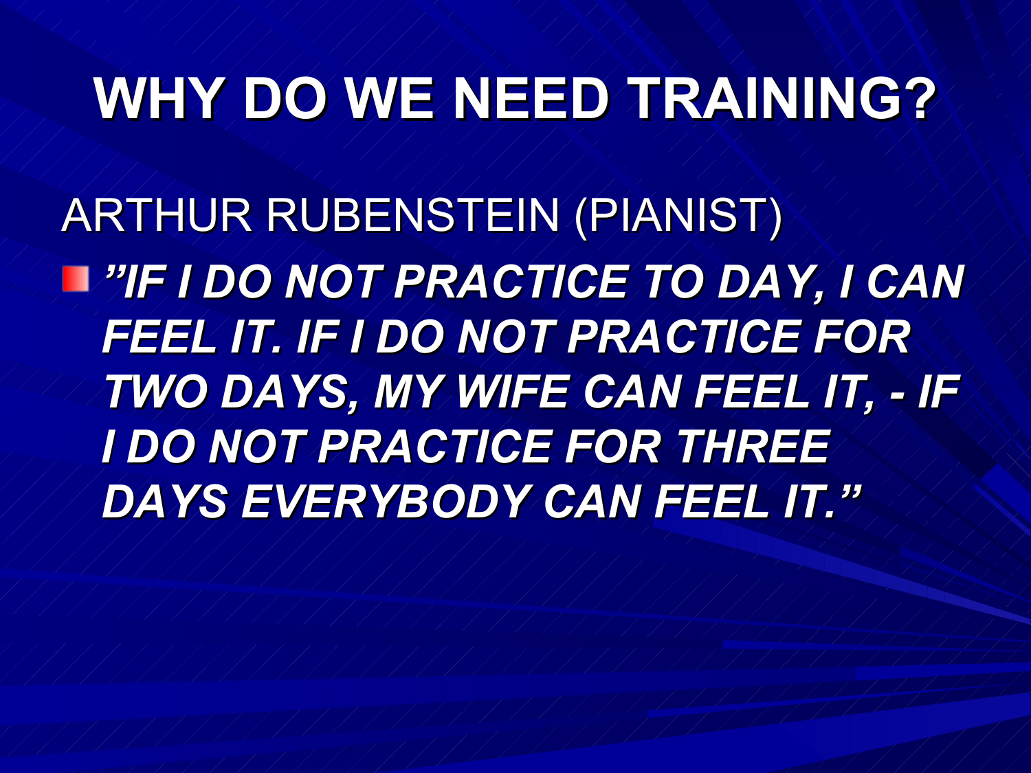# WHY DO WE NEED TRAINING?

ARTHUR RUBENSTEIN (PIANIST)

- ***"IF I DO NOT PRACTICE TO DAY, I CAN FEEL IT. IF I DO NOT PRACTICE FOR TWO DAYS, MY WIFE CAN FEEL IT, - IF I DO NOT PRACTICE FOR THREE DAYS EVERYBODY CAN FEEL IT."***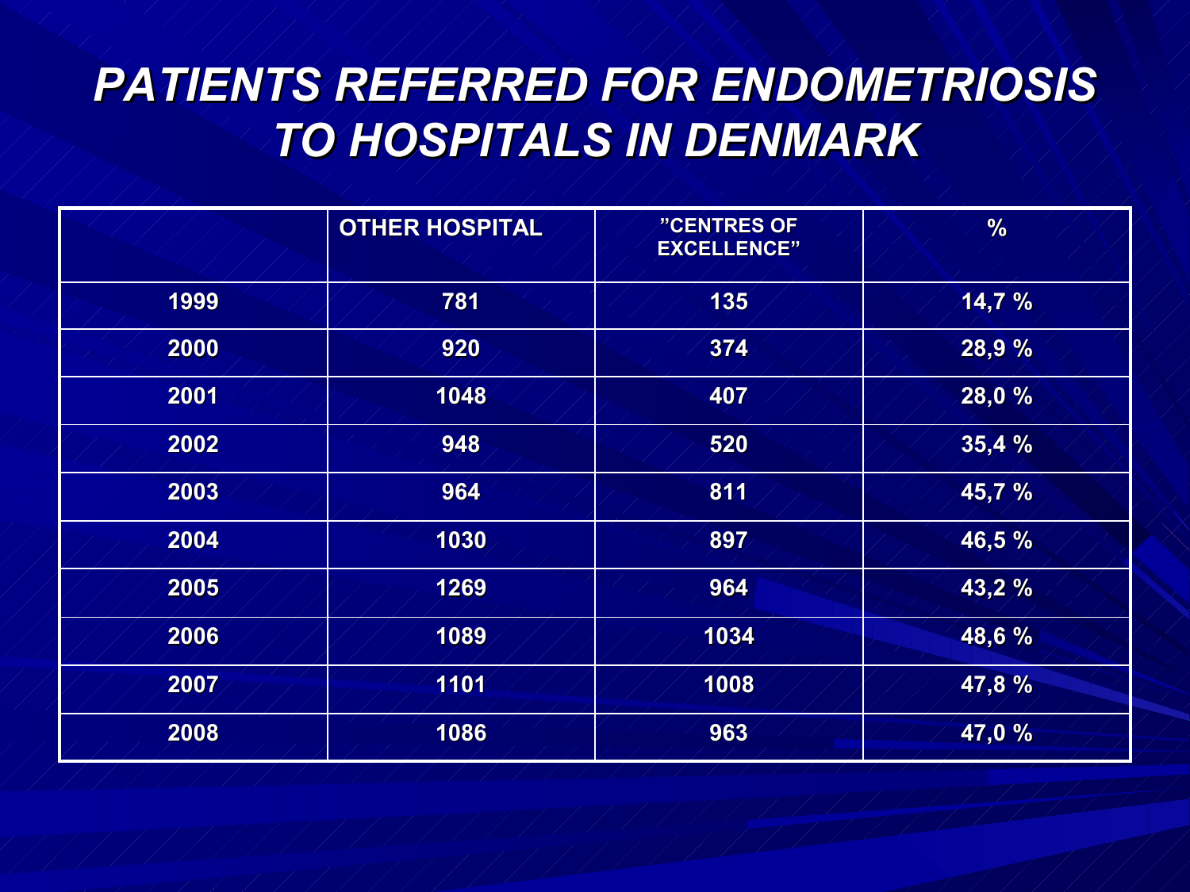# PATIENTS REFERRED FOR ENDOMETRIOSIS TO HOSPITALS IN DENMARK

| | OTHER HOSPITAL | "CENTRES OF EXCELLENCE" | % |
|---|---|---|---|
| 1999 | 781 | 135 | 14,7 % |
| 2000 | 920 | 374 | 28,9 % |
| 2001 | 1048 | 407 | 28,0 % |
| 2002 | 948 | 520 | 35,4 % |
| 2003 | 964 | 811 | 45,7 % |
| 2004 | 1030 | 897 | 46,5 % |
| 2005 | 1269 | 964 | 43,2 % |
| 2006 | 1089 | 1034 | 48,6 % |
| 2007 | 1101 | 1008 | 47,8 % |
| 2008 | 1086 | 963 | 47,0 % |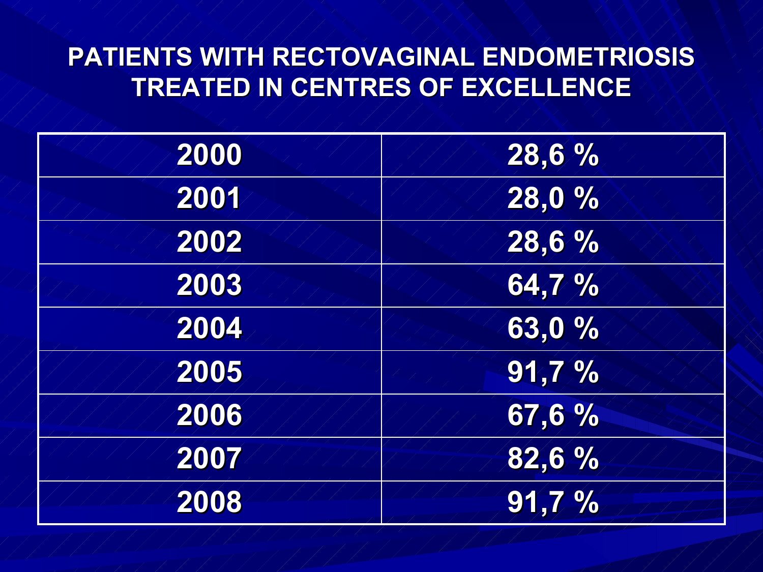# PATIENTS WITH RECTOVAGINAL ENDOMETRIOSIS TREATED IN CENTRES OF EXCELLENCE

| | |
|---|---|
| 2000 | 28,6 % |
| 2001 | 28,0 % |
| 2002 | 28,6 % |
| 2003 | 64,7 % |
| 2004 | 63,0 % |
| 2005 | 91,7 % |
| 2006 | 67,6 % |
| 2007 | 82,6 % |
| 2008 | 91,7 % |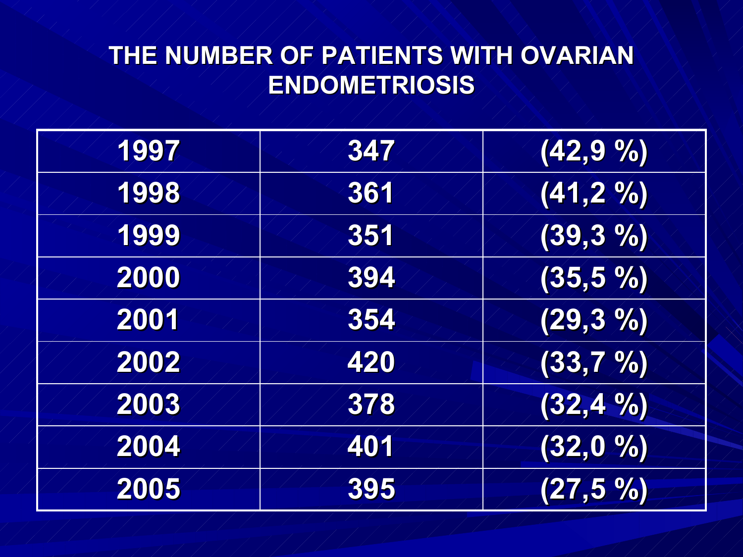# THE NUMBER OF PATIENTS WITH OVARIAN ENDOMETRIOSIS

| | | |
|---|---|---|
| 1997 | 347 | (42,9 %) |
| 1998 | 361 | (41,2 %) |
| 1999 | 351 | (39,3 %) |
| 2000 | 394 | (35,5 %) |
| 2001 | 354 | (29,3 %) |
| 2002 | 420 | (33,7 %) |
| 2003 | 378 | (32,4 %) |
| 2004 | 401 | (32,0 %) |
| 2005 | 395 | (27,5 %) |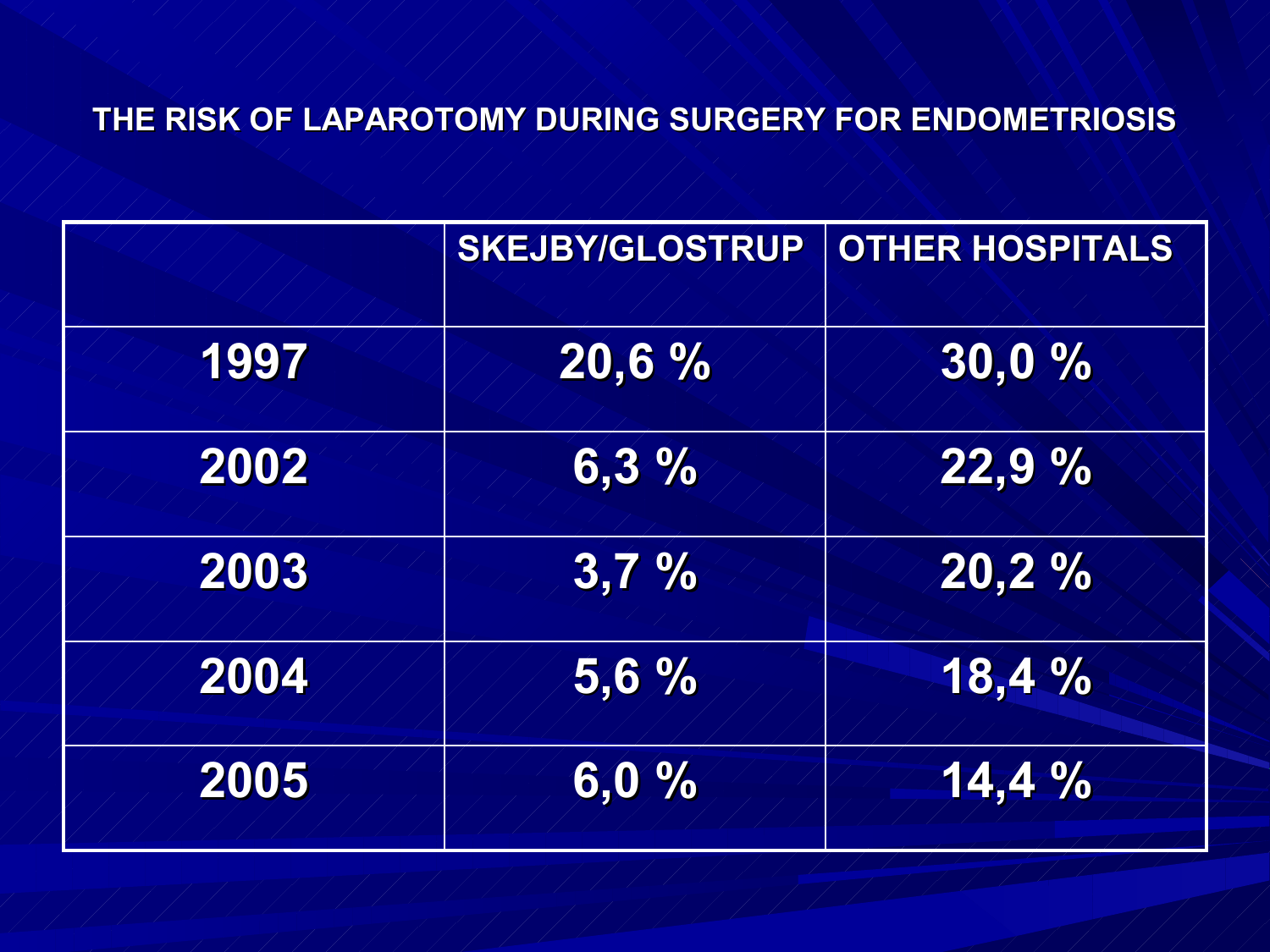# THE RISK OF LAPAROTOMY DURING SURGERY FOR ENDOMETRIOSIS

| | SKEJBY/GLOSTRUP | OTHER HOSPITALS |
|---|---|---|
| 1997 | 20,6 % | 30,0 % |
| 2002 | 6,3 % | 22,9 % |
| 2003 | 3,7 % | 20,2 % |
| 2004 | 5,6 % | 18,4 % |
| 2005 | 6,0 % | 14,4 % |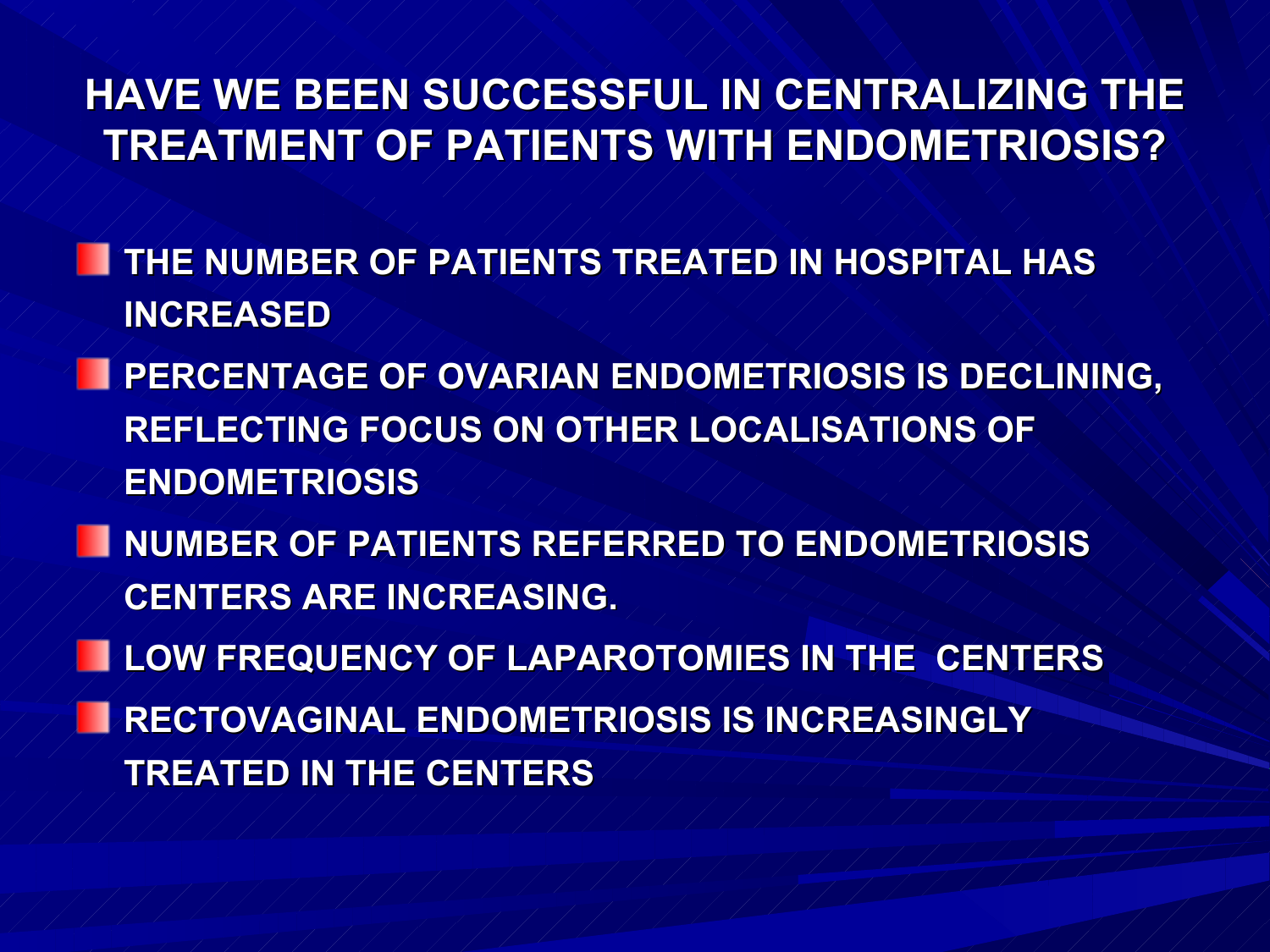# HAVE WE BEEN SUCCESSFUL IN CENTRALIZING THE TREATMENT OF PATIENTS WITH ENDOMETRIOSIS?

- THE NUMBER OF PATIENTS TREATED IN HOSPITAL HAS INCREASED
- PERCENTAGE OF OVARIAN ENDOMETRIOSIS IS DECLINING, REFLECTING FOCUS ON OTHER LOCALISATIONS OF ENDOMETRIOSIS
- NUMBER OF PATIENTS REFERRED TO ENDOMETRIOSIS CENTERS ARE INCREASING.
- LOW FREQUENCY OF LAPAROTOMIES IN THE CENTERS
- RECTOVAGINAL ENDOMETRIOSIS IS INCREASINGLY TREATED IN THE CENTERS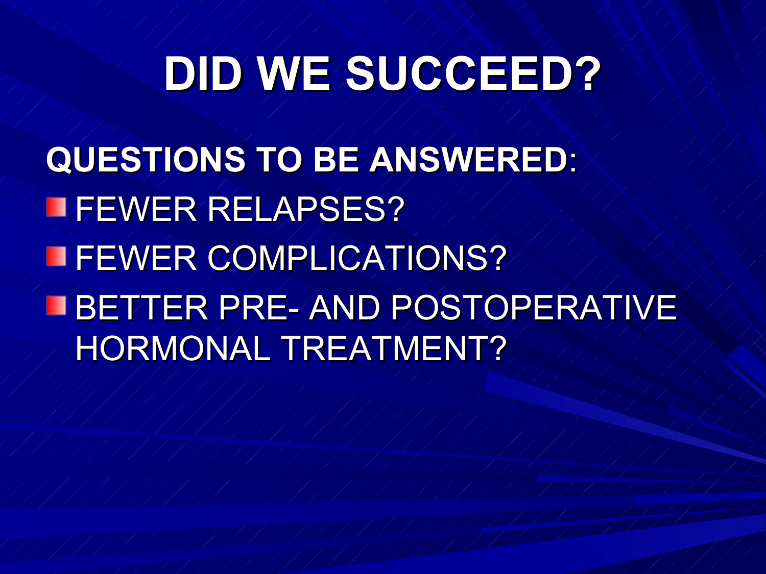# DID WE SUCCEED?

**QUESTIONS TO BE ANSWERED**:

- FEWER RELAPSES?
- FEWER COMPLICATIONS?
- BETTER PRE- AND POSTOPERATIVE HORMONAL TREATMENT?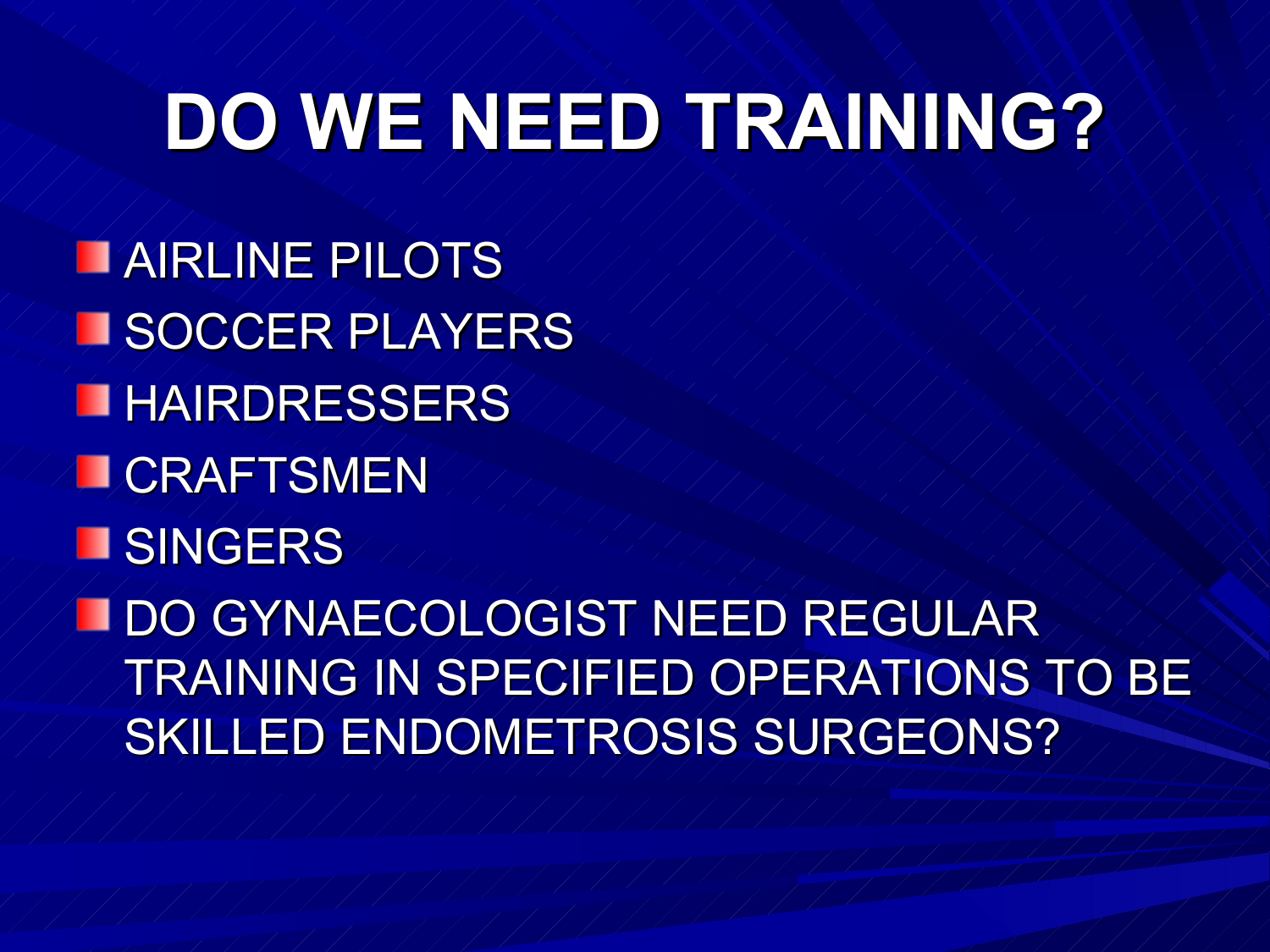# DO WE NEED TRAINING?

- AIRLINE PILOTS
- SOCCER PLAYERS
- HAIRDRESSERS
- CRAFTSMEN
- SINGERS
- DO GYNAECOLOGIST NEED REGULAR TRAINING IN SPECIFIED OPERATIONS TO BE SKILLED ENDOMETROSIS SURGEONS?